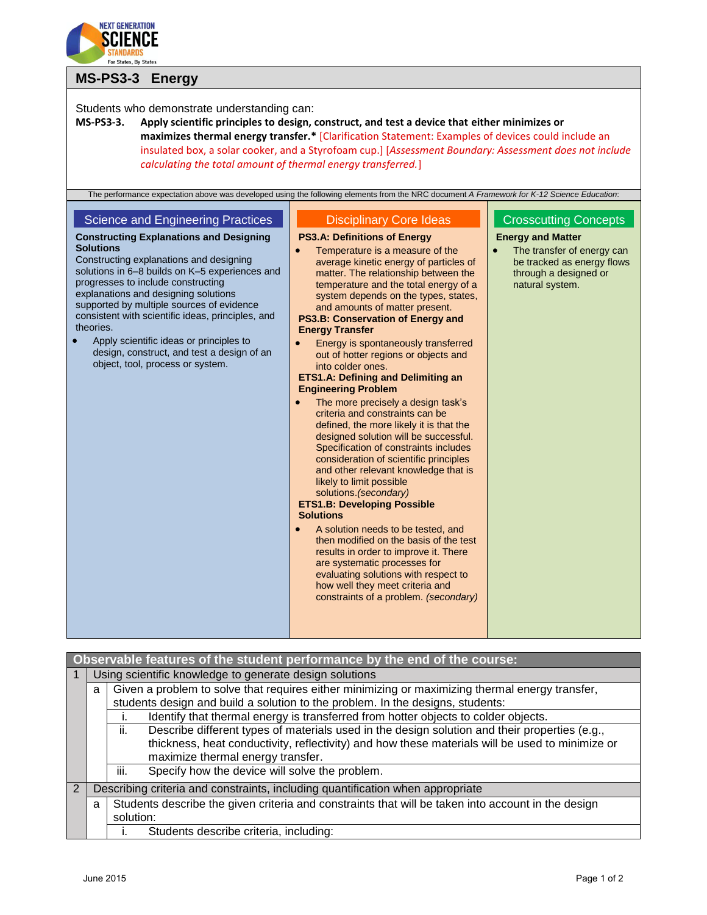# MS-PS3-3 Energy

Students who demonstrate understanding can:

**MS-PS3-3. Apply scientific principles to design, construct, and test a device that either minimizes or maximizes thermal energy transfer.*** [Clarification Statement: Examples of devices could include an insulated box, a solar cooker, and a Styrofoam cup.] [*Assessment Boundary: Assessment does not include calculating the total amount of thermal energy transferred.*]

The performance expectation above was developed using the following elements from the NRC document *A Framework for K-12 Science Education*:

## Science and Engineering Practices

**Constructing Explanations and Designing Solutions**

Constructing explanations and designing solutions in 6–8 builds on K–5 experiences and progresses to include constructing explanations and designing solutions supported by multiple sources of evidence consistent with scientific ideas, principles, and theories.

- Apply scientific ideas or principles to design, construct, and test a design of an object, tool, process or system.

## Disciplinary Core Ideas

**PS3.A: Definitions of Energy**

- Temperature is a measure of the average kinetic energy of particles of matter. The relationship between the temperature and the total energy of a system depends on the types, states, and amounts of matter present.

**PS3.B: Conservation of Energy and Energy Transfer**

- Energy is spontaneously transferred out of hotter regions or objects and into colder ones.

**ETS1.A: Defining and Delimiting an Engineering Problem**

- The more precisely a design task's criteria and constraints can be defined, the more likely it is that the designed solution will be successful. Specification of constraints includes consideration of scientific principles and other relevant knowledge that is likely to limit possible solutions.*(secondary)*

**ETS1.B: Developing Possible Solutions**

- A solution needs to be tested, and then modified on the basis of the test results in order to improve it. There are systematic processes for evaluating solutions with respect to how well they meet criteria and constraints of a problem. *(secondary)*

## Crosscutting Concepts

**Energy and Matter**

- The transfer of energy can be tracked as energy flows through a designed or natural system.

## Observable features of the student performance by the end of the course:

1. Using scientific knowledge to generate design solutions
   a. Given a problem to solve that requires either minimizing or maximizing thermal energy transfer, students design and build a solution to the problem. In the designs, students:
      i. Identify that thermal energy is transferred from hotter objects to colder objects.
      ii. Describe different types of materials used in the design solution and their properties (e.g., thickness, heat conductivity, reflectivity) and how these materials will be used to minimize or maximize thermal energy transfer.
      iii. Specify how the device will solve the problem.
2. Describing criteria and constraints, including quantification when appropriate
   a. Students describe the given criteria and constraints that will be taken into account in the design solution:
      i. Students describe criteria, including: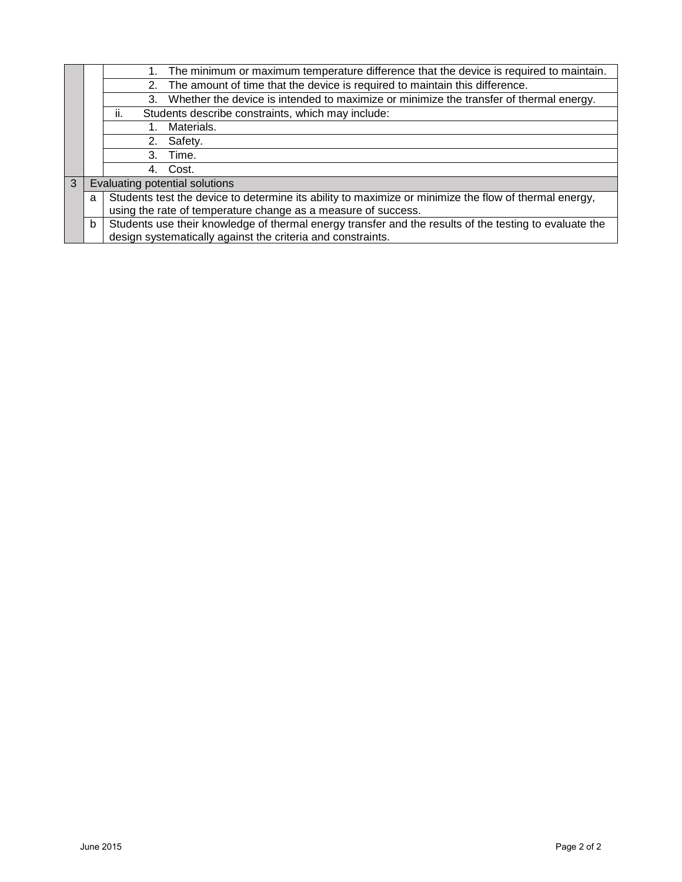| | | |
|---|---|---|
| | | 1. The minimum or maximum temperature difference that the device is required to maintain. |
| | | 2. The amount of time that the device is required to maintain this difference. |
| | | 3. Whether the device is intended to maximize or minimize the transfer of thermal energy. |
| | | ii. Students describe constraints, which may include: |
| | | 1. Materials. |
| | | 2. Safety. |
| | | 3. Time. |
| | | 4. Cost. |
| 3 | Evaluating potential solutions | |
| | a | Students test the device to determine its ability to maximize or minimize the flow of thermal energy, using the rate of temperature change as a measure of success. |
| | b | Students use their knowledge of thermal energy transfer and the results of the testing to evaluate the design systematically against the criteria and constraints. |

June 2015